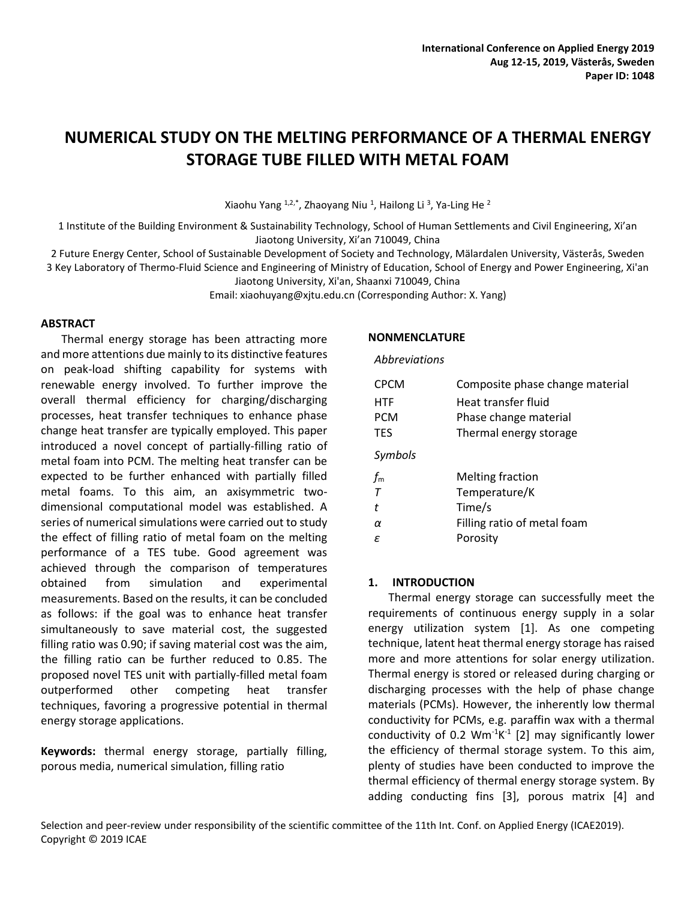# NUMERICAL STUDY ON THE MELTING PERFORMANCE OF A THERMAL ENERGY STORAGE TUBE FILLED WITH METAL FOAM

Xiaohu Yang [1,2,*], Zhaoyang Niu [1], Hailong Li [3], Ya-Ling He [2]

1 Institute of the Building Environment & Sustainability Technology, School of Human Settlements and Civil Engineering, Xi'an Jiaotong University, Xi'an 710049, China

2 Future Energy Center, School of Sustainable Development of Society and Technology, Mälardalen University, Västerås, Sweden

3 Key Laboratory of Thermo-Fluid Science and Engineering of Ministry of Education, School of Energy and Power Engineering, Xi'an Jiaotong University, Xi'an, Shaanxi 710049, China

Email: xiaohuyang@xjtu.edu.cn (Corresponding Author: X. Yang)

## ABSTRACT

Thermal energy storage has been attracting more and more attentions due mainly to its distinctive features on peak-load shifting capability for systems with renewable energy involved. To further improve the overall thermal efficiency for charging/discharging processes, heat transfer techniques to enhance phase change heat transfer are typically employed. This paper introduced a novel concept of partially-filling ratio of metal foam into PCM. The melting heat transfer can be expected to be further enhanced with partially filled metal foams. To this aim, an axisymmetric two-dimensional computational model was established. A series of numerical simulations were carried out to study the effect of filling ratio of metal foam on the melting performance of a TES tube. Good agreement was achieved through the comparison of temperatures obtained from simulation and experimental measurements. Based on the results, it can be concluded as follows: if the goal was to enhance heat transfer simultaneously to save material cost, the suggested filling ratio was 0.90; if saving material cost was the aim, the filling ratio can be further reduced to 0.85. The proposed novel TES unit with partially-filled metal foam outperformed other competing heat transfer techniques, favoring a progressive potential in thermal energy storage applications.

**Keywords:** thermal energy storage, partially filling, porous media, numerical simulation, filling ratio

## NONMENCLATURE

*Abbreviations*

| | |
|---|---|
| CPCM | Composite phase change material |
| HTF | Heat transfer fluid |
| PCM | Phase change material |
| TES | Thermal energy storage |

*Symbols*

| | |
|---|---|
| $f_m$ | Melting fraction |
| $T$ | Temperature/K |
| $t$ | Time/s |
| $\alpha$ | Filling ratio of metal foam |
| $\varepsilon$ | Porosity |

## 1. INTRODUCTION

Thermal energy storage can successfully meet the requirements of continuous energy supply in a solar energy utilization system [1]. As one competing technique, latent heat thermal energy storage has raised more and more attentions for solar energy utilization. Thermal energy is stored or released during charging or discharging processes with the help of phase change materials (PCMs). However, the inherently low thermal conductivity for PCMs, e.g. paraffin wax with a thermal conductivity of 0.2 $Wm^{-1}K^{-1}$ [2] may significantly lower the efficiency of thermal storage system. To this aim, plenty of studies have been conducted to improve the thermal efficiency of thermal energy storage system. By adding conducting fins [3], porous matrix [4] and

Selection and peer-review under responsibility of the scientific committee of the 11th Int. Conf. on Applied Energy (ICAE2019). Copyright © 2019 ICAE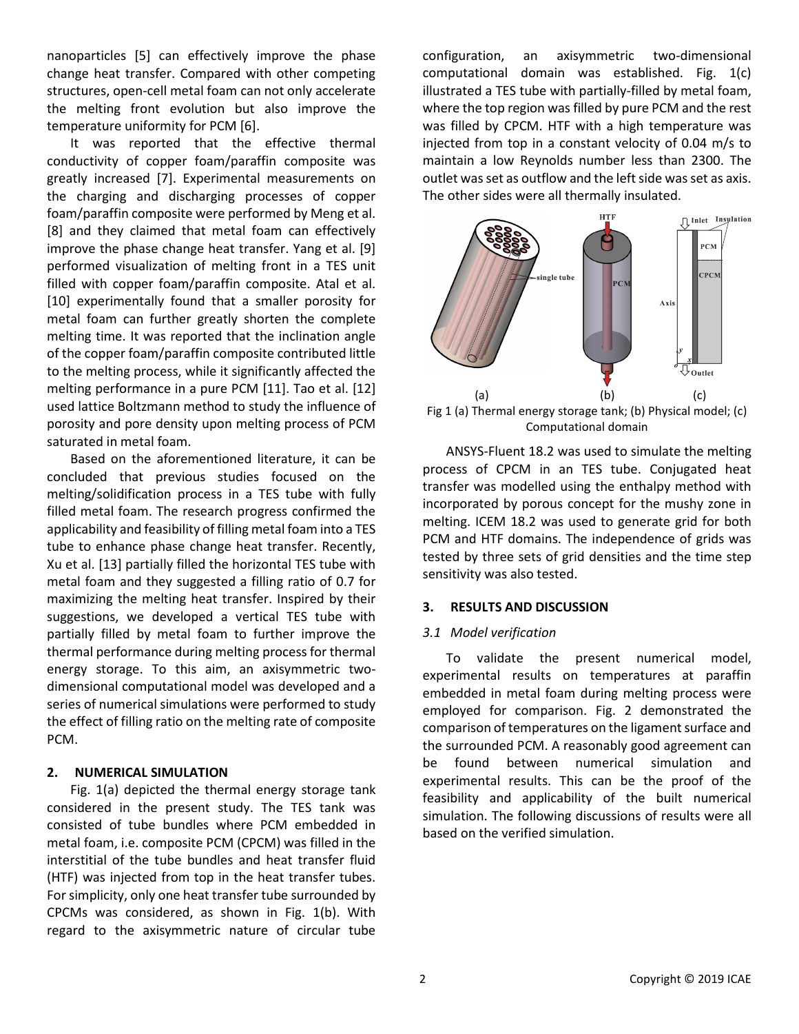nanoparticles [5] can effectively improve the phase change heat transfer. Compared with other competing structures, open-cell metal foam can not only accelerate the melting front evolution but also improve the temperature uniformity for PCM [6].

It was reported that the effective thermal conductivity of copper foam/paraffin composite was greatly increased [7]. Experimental measurements on the charging and discharging processes of copper foam/paraffin composite were performed by Meng et al. [8] and they claimed that metal foam can effectively improve the phase change heat transfer. Yang et al. [9] performed visualization of melting front in a TES unit filled with copper foam/paraffin composite. Atal et al. [10] experimentally found that a smaller porosity for metal foam can further greatly shorten the complete melting time. It was reported that the inclination angle of the copper foam/paraffin composite contributed little to the melting process, while it significantly affected the melting performance in a pure PCM [11]. Tao et al. [12] used lattice Boltzmann method to study the influence of porosity and pore density upon melting process of PCM saturated in metal foam.

Based on the aforementioned literature, it can be concluded that previous studies focused on the melting/solidification process in a TES tube with fully filled metal foam. The research progress confirmed the applicability and feasibility of filling metal foam into a TES tube to enhance phase change heat transfer. Recently, Xu et al. [13] partially filled the horizontal TES tube with metal foam and they suggested a filling ratio of 0.7 for maximizing the melting heat transfer. Inspired by their suggestions, we developed a vertical TES tube with partially filled by metal foam to further improve the thermal performance during melting process for thermal energy storage. To this aim, an axisymmetric two-dimensional computational model was developed and a series of numerical simulations were performed to study the effect of filling ratio on the melting rate of composite PCM.

## 2. NUMERICAL SIMULATION

Fig. 1(a) depicted the thermal energy storage tank considered in the present study. The TES tank was consisted of tube bundles where PCM embedded in metal foam, i.e. composite PCM (CPCM) was filled in the interstitial of the tube bundles and heat transfer fluid (HTF) was injected from top in the heat transfer tubes. For simplicity, only one heat transfer tube surrounded by CPCMs was considered, as shown in Fig. 1(b). With regard to the axisymmetric nature of circular tube configuration, an axisymmetric two-dimensional computational domain was established. Fig. 1(c) illustrated a TES tube with partially-filled by metal foam, where the top region was filled by pure PCM and the rest was filled by CPCM. HTF with a high temperature was injected from top in a constant velocity of 0.04 m/s to maintain a low Reynolds number less than 2300. The outlet was set as outflow and the left side was set as axis. The other sides were all thermally insulated.

Fig 1 (a) Thermal energy storage tank; (b) Physical model; (c) Computational domain

ANSYS-Fluent 18.2 was used to simulate the melting process of CPCM in an TES tube. Conjugated heat transfer was modelled using the enthalpy method with incorporated by porous concept for the mushy zone in melting. ICEM 18.2 was used to generate grid for both PCM and HTF domains. The independence of grids was tested by three sets of grid densities and the time step sensitivity was also tested.

## 3. RESULTS AND DISCUSSION

### *3.1 Model verification*

To validate the present numerical model, experimental results on temperatures at paraffin embedded in metal foam during melting process were employed for comparison. Fig. 2 demonstrated the comparison of temperatures on the ligament surface and the surrounded PCM. A reasonably good agreement can be found between numerical simulation and experimental results. This can be the proof of the feasibility and applicability of the built numerical simulation. The following discussions of results were all based on the verified simulation.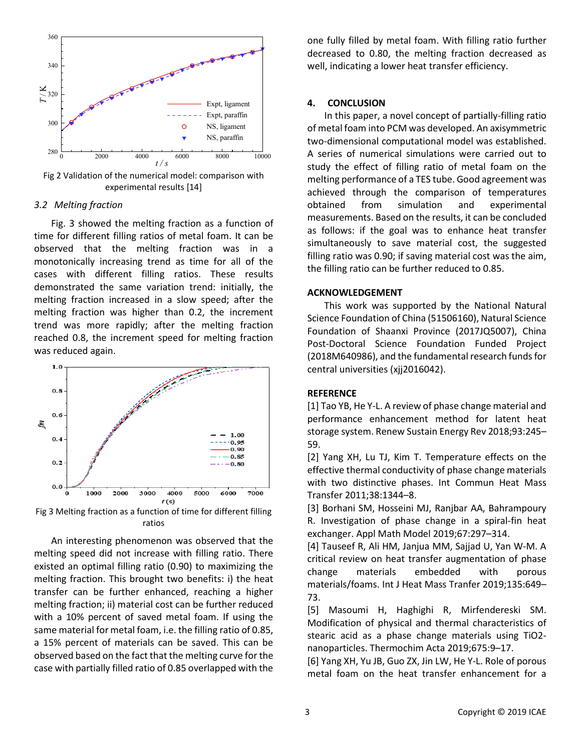Fig 2 Validation of the numerical model: comparison with experimental results [14]

### 3.2 Melting fraction

Fig. 3 showed the melting fraction as a function of time for different filling ratios of metal foam. It can be observed that the melting fraction was in a monotonically increasing trend as time for all of the cases with different filling ratios. These results demonstrated the same variation trend: initially, the melting fraction increased in a slow speed; after the melting fraction was higher than 0.2, the increment trend was more rapidly; after the melting fraction reached 0.8, the increment speed for melting fraction was reduced again.

Fig 3 Melting fraction as a function of time for different filling ratios

An interesting phenomenon was observed that the melting speed did not increase with filling ratio. There existed an optimal filling ratio (0.90) to maximizing the melting fraction. This brought two benefits: i) the heat transfer can be further enhanced, reaching a higher melting fraction; ii) material cost can be further reduced with a 10% percent of saved metal foam. If using the same material for metal foam, i.e. the filling ratio of 0.85, a 15% percent of materials can be saved. This can be observed based on the fact that the melting curve for the case with partially filled ratio of 0.85 overlapped with the one fully filled by metal foam. With filling ratio further decreased to 0.80, the melting fraction decreased as well, indicating a lower heat transfer efficiency.

## 4. CONCLUSION

In this paper, a novel concept of partially-filling ratio of metal foam into PCM was developed. An axisymmetric two-dimensional computational model was established. A series of numerical simulations were carried out to study the effect of filling ratio of metal foam on the melting performance of a TES tube. Good agreement was achieved through the comparison of temperatures obtained from simulation and experimental measurements. Based on the results, it can be concluded as follows: if the goal was to enhance heat transfer simultaneously to save material cost, the suggested filling ratio was 0.90; if saving material cost was the aim, the filling ratio can be further reduced to 0.85.

## ACKNOWLEDGEMENT

This work was supported by the National Natural Science Foundation of China (51506160), Natural Science Foundation of Shaanxi Province (2017JQ5007), China Post-Doctoral Science Foundation Funded Project (2018M640986), and the fundamental research funds for central universities (xjj2016042).

## REFERENCE

[1] Tao YB, He Y-L. A review of phase change material and performance enhancement method for latent heat storage system. Renew Sustain Energy Rev 2018;93:245–59.

[2] Yang XH, Lu TJ, Kim T. Temperature effects on the effective thermal conductivity of phase change materials with two distinctive phases. Int Commun Heat Mass Transfer 2011;38:1344–8.

[3] Borhani SM, Hosseini MJ, Ranjbar AA, Bahrampoury R. Investigation of phase change in a spiral-fin heat exchanger. Appl Math Model 2019;67:297–314.

[4] Tauseef R, Ali HM, Janjua MM, Sajjad U, Yan W-M. A critical review on heat transfer augmentation of phase change materials embedded with porous materials/foams. Int J Heat Mass Tranfer 2019;135:649–73.

[5] Masoumi H, Haghighi R, Mirfendereski SM. Modification of physical and thermal characteristics of stearic acid as a phase change materials using TiO2-nanoparticles. Thermochim Acta 2019;675:9–17.

[6] Yang XH, Yu JB, Guo ZX, Jin LW, He Y-L. Role of porous metal foam on the heat transfer enhancement for a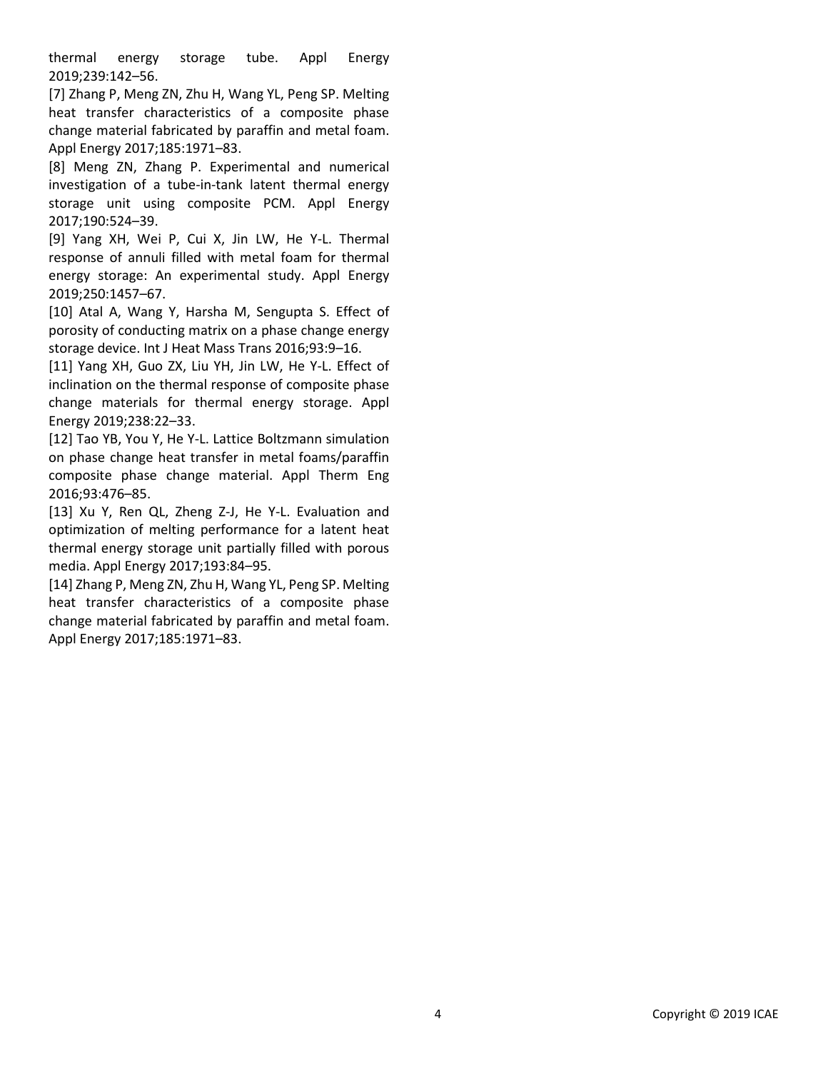thermal energy storage tube. Appl Energy 2019;239:142–56.

[7] Zhang P, Meng ZN, Zhu H, Wang YL, Peng SP. Melting heat transfer characteristics of a composite phase change material fabricated by paraffin and metal foam. Appl Energy 2017;185:1971–83.

[8] Meng ZN, Zhang P. Experimental and numerical investigation of a tube-in-tank latent thermal energy storage unit using composite PCM. Appl Energy 2017;190:524–39.

[9] Yang XH, Wei P, Cui X, Jin LW, He Y-L. Thermal response of annuli filled with metal foam for thermal energy storage: An experimental study. Appl Energy 2019;250:1457–67.

[10] Atal A, Wang Y, Harsha M, Sengupta S. Effect of porosity of conducting matrix on a phase change energy storage device. Int J Heat Mass Trans 2016;93:9–16.

[11] Yang XH, Guo ZX, Liu YH, Jin LW, He Y-L. Effect of inclination on the thermal response of composite phase change materials for thermal energy storage. Appl Energy 2019;238:22–33.

[12] Tao YB, You Y, He Y-L. Lattice Boltzmann simulation on phase change heat transfer in metal foams/paraffin composite phase change material. Appl Therm Eng 2016;93:476–85.

[13] Xu Y, Ren QL, Zheng Z-J, He Y-L. Evaluation and optimization of melting performance for a latent heat thermal energy storage unit partially filled with porous media. Appl Energy 2017;193:84–95.

[14] Zhang P, Meng ZN, Zhu H, Wang YL, Peng SP. Melting heat transfer characteristics of a composite phase change material fabricated by paraffin and metal foam. Appl Energy 2017;185:1971–83.